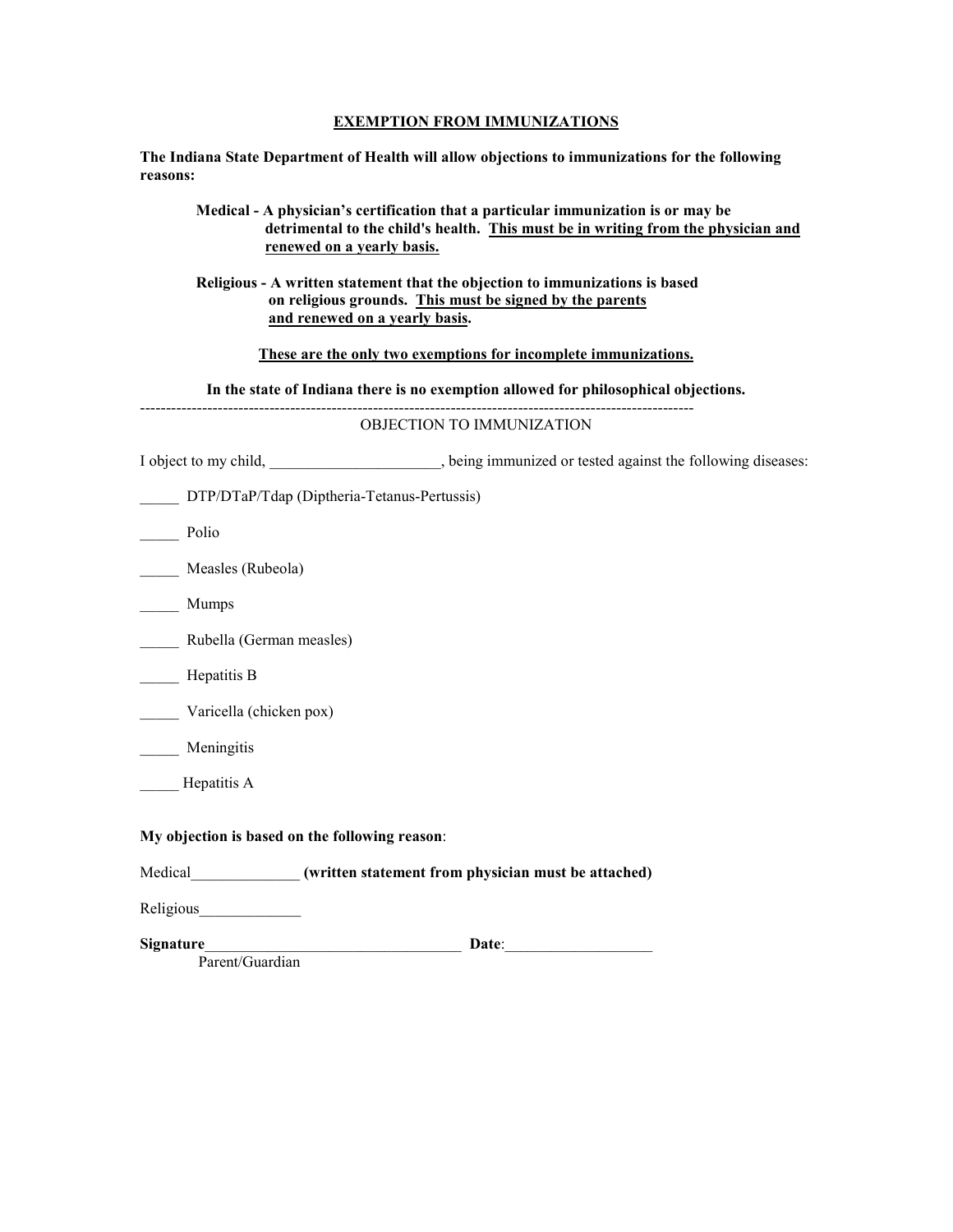## EXEMPTION FROM IMMUNIZATIONS

**The Indiana State Department of Health will allow objections to immunizations for the following reasons:**

> **Medical - A physician's certification that a particular immunization is or may be detrimental to the child's health. <u>This must be in writing from the physician and renewed on a yearly basis.</u>**
>
> **Religious - A written statement that the objection to immunizations is based on religious grounds. <u>This must be signed by the parents and renewed on a yearly basis</u>.**

**<u>These are the only two exemptions for incomplete immunizations.</u>**

**In the state of Indiana there is no exemption allowed for philosophical objections.**

---

OBJECTION TO IMMUNIZATION

I object to my child, ______________________, being immunized or tested against the following diseases:

_____ DTP/DTaP/Tdap (Diptheria-Tetanus-Pertussis)

_____ Polio

_____ Measles (Rubeola)

_____ Mumps

_____ Rubella (German measles)

_____ Hepatitis B

_____ Varicella (chicken pox)

_____ Meningitis

_____ Hepatitis A

**My objection is based on the following reason**:

Medical______________ **(written statement from physician must be attached)**

Religious_____________

**Signature**_________________________________ **Date**:___________________
Parent/Guardian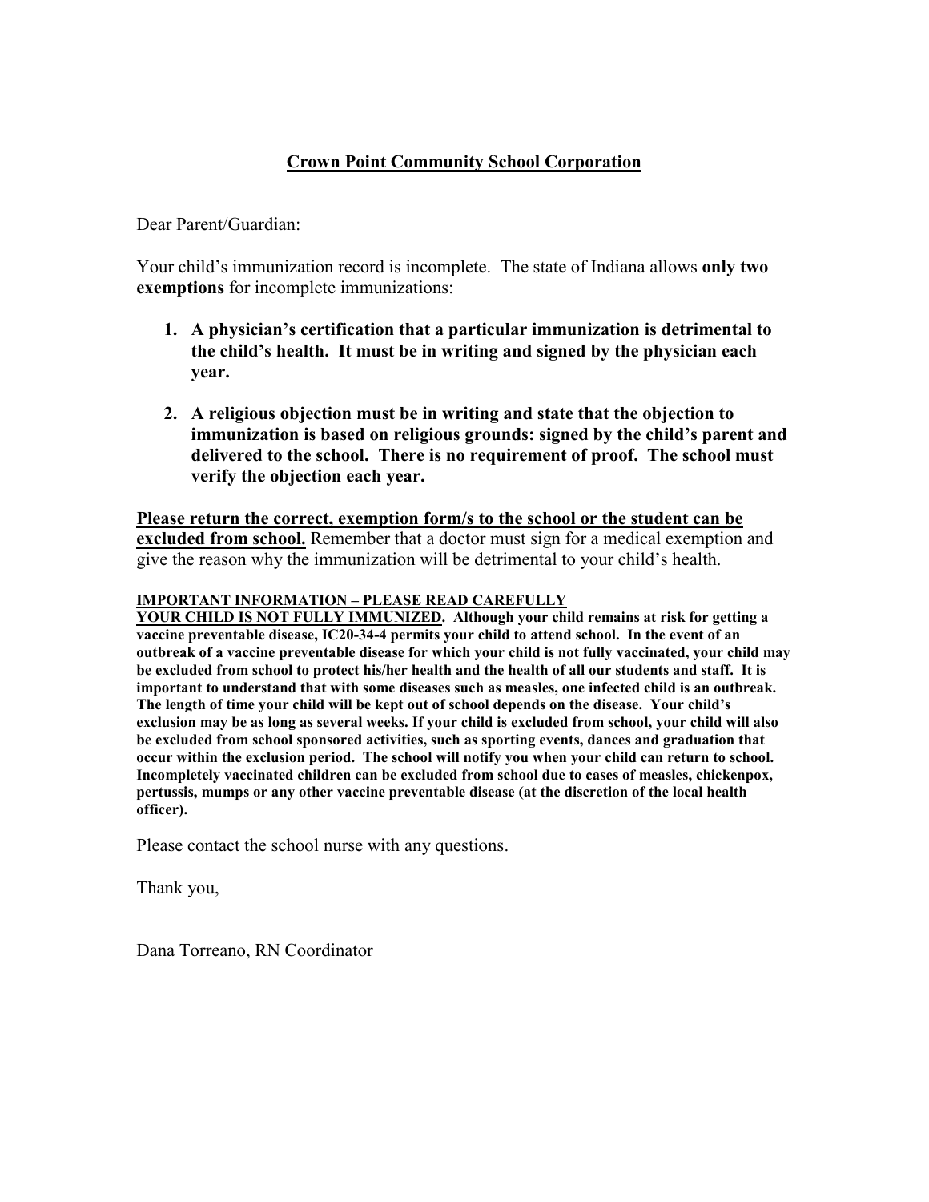# Crown Point Community School Corporation

Dear Parent/Guardian:

Your child's immunization record is incomplete. The state of Indiana allows **only two exemptions** for incomplete immunizations:

1. **A physician's certification that a particular immunization is detrimental to the child's health. It must be in writing and signed by the physician each year.**

2. **A religious objection must be in writing and state that the objection to immunization is based on religious grounds: signed by the child's parent and delivered to the school. There is no requirement of proof. The school must verify the objection each year.**

**Please return the correct, exemption form/s to the school or the student can be excluded from school.** Remember that a doctor must sign for a medical exemption and give the reason why the immunization will be detrimental to your child's health.

**IMPORTANT INFORMATION – PLEASE READ CAREFULLY**
**YOUR CHILD IS NOT FULLY IMMUNIZED. Although your child remains at risk for getting a vaccine preventable disease, IC20-34-4 permits your child to attend school. In the event of an outbreak of a vaccine preventable disease for which your child is not fully vaccinated, your child may be excluded from school to protect his/her health and the health of all our students and staff. It is important to understand that with some diseases such as measles, one infected child is an outbreak. The length of time your child will be kept out of school depends on the disease. Your child's exclusion may be as long as several weeks. If your child is excluded from school, your child will also be excluded from school sponsored activities, such as sporting events, dances and graduation that occur within the exclusion period. The school will notify you when your child can return to school. Incompletely vaccinated children can be excluded from school due to cases of measles, chickenpox, pertussis, mumps or any other vaccine preventable disease (at the discretion of the local health officer).**

Please contact the school nurse with any questions.

Thank you,

Dana Torreano, RN Coordinator